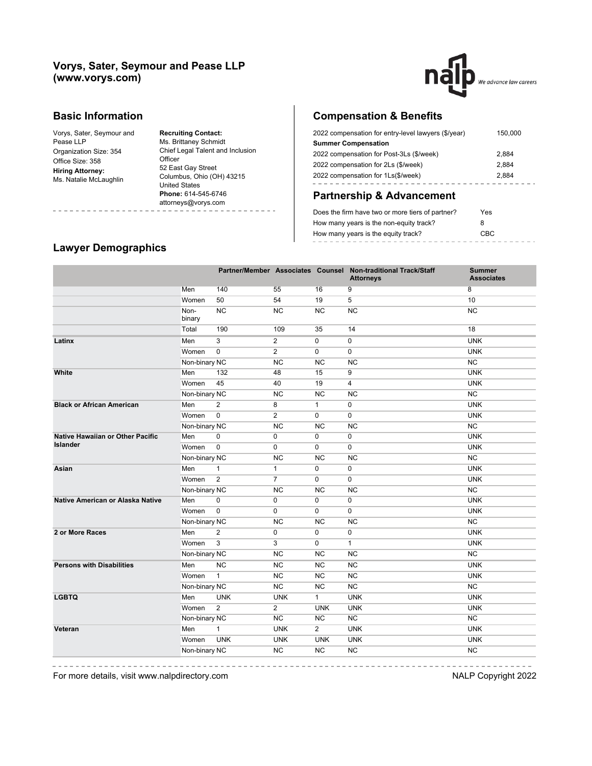## Vorys, Sater, Seymour and Pease LLP (www.vorys.com)

## Basic Information

Vorys, Sater, Seymour and Pease LLP
Organization Size: 354
Office Size: 358
**Hiring Attorney:**
Ms. Natalie McLaughlin

**Recruiting Contact:**
Ms. Brittaney Schmidt
Chief Legal Talent and Inclusion Officer
52 East Gay Street
Columbus, Ohio (OH) 43215
United States
**Phone:** 614-545-6746
attorneys@vorys.com

## Compensation & Benefits

| | |
|---|---|
| 2022 compensation for entry-level lawyers ($/year) | 150,000 |
| **Summer Compensation** | |
| 2022 compensation for Post-3Ls ($/week) | 2,884 |
| 2022 compensation for 2Ls ($/week) | 2,884 |
| 2022 compensation for 1Ls($/week) | 2,884 |

## Partnership & Advancement

| | |
|---|---|
| Does the firm have two or more tiers of partner? | Yes |
| How many years is the non-equity track? | 8 |
| How many years is the equity track? | CBC |

## Lawyer Demographics

| | | Partner/Member | Associates | Counsel | Non-traditional Track/Staff Attorneys | Summer Associates |
|---|---|---|---|---|---|---|
| | Men | 140 | 55 | 16 | 9 | 8 |
| | Women | 50 | 54 | 19 | 5 | 10 |
| | Non-binary | NC | NC | NC | NC | NC |
| | Total | 190 | 109 | 35 | 14 | 18 |
| **Latinx** | Men | 3 | 2 | 0 | 0 | UNK |
| | Women | 0 | 2 | 0 | 0 | UNK |
| | Non-binary | NC | NC | NC | NC | NC |
| **White** | Men | 132 | 48 | 15 | 9 | UNK |
| | Women | 45 | 40 | 19 | 4 | UNK |
| | Non-binary | NC | NC | NC | NC | NC |
| **Black or African American** | Men | 2 | 8 | 1 | 0 | UNK |
| | Women | 0 | 2 | 0 | 0 | UNK |
| | Non-binary | NC | NC | NC | NC | NC |
| **Native Hawaiian or Other Pacific Islander** | Men | 0 | 0 | 0 | 0 | UNK |
| | Women | 0 | 0 | 0 | 0 | UNK |
| | Non-binary | NC | NC | NC | NC | NC |
| **Asian** | Men | 1 | 1 | 0 | 0 | UNK |
| | Women | 2 | 7 | 0 | 0 | UNK |
| | Non-binary | NC | NC | NC | NC | NC |
| **Native American or Alaska Native** | Men | 0 | 0 | 0 | 0 | UNK |
| | Women | 0 | 0 | 0 | 0 | UNK |
| | Non-binary | NC | NC | NC | NC | NC |
| **2 or More Races** | Men | 2 | 0 | 0 | 0 | UNK |
| | Women | 3 | 3 | 0 | 1 | UNK |
| | Non-binary | NC | NC | NC | NC | NC |
| **Persons with Disabilities** | Men | NC | NC | NC | NC | UNK |
| | Women | 1 | NC | NC | NC | UNK |
| | Non-binary | NC | NC | NC | NC | NC |
| **LGBTQ** | Men | UNK | UNK | 1 | UNK | UNK |
| | Women | 2 | 2 | UNK | UNK | UNK |
| | Non-binary | NC | NC | NC | NC | NC |
| **Veteran** | Men | 1 | UNK | 2 | UNK | UNK |
| | Women | UNK | UNK | UNK | UNK | UNK |
| | Non-binary | NC | NC | NC | NC | NC |

For more details, visit www.nalpdirectory.com

NALP Copyright 2022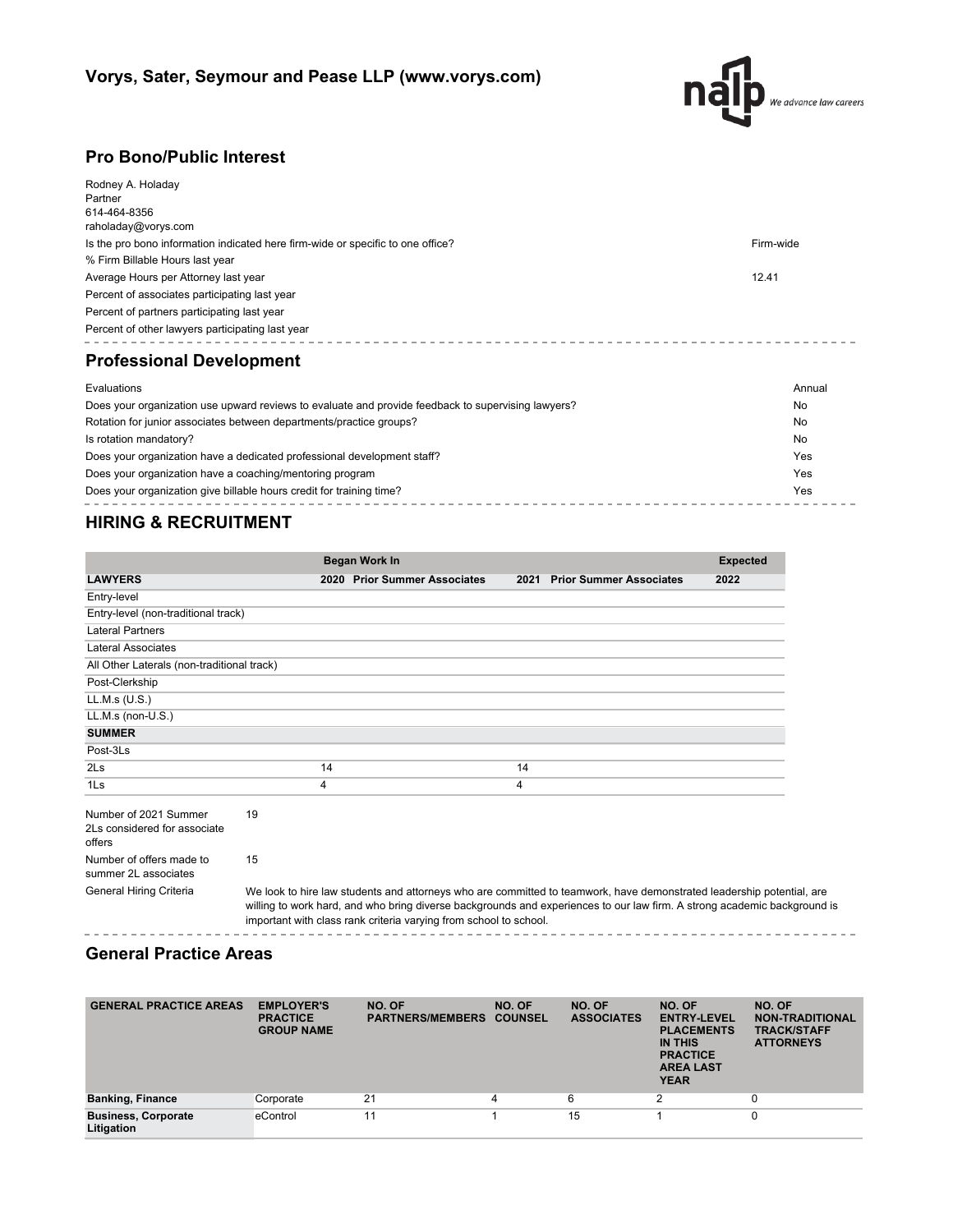## Vorys, Sater, Seymour and Pease LLP (www.vorys.com)

## Pro Bono/Public Interest

Rodney A. Holaday
Partner
614-464-8356
raholaday@vorys.com

| | |
|---|---|
| Is the pro bono information indicated here firm-wide or specific to one office? | Firm-wide |
| % Firm Billable Hours last year | |
| Average Hours per Attorney last year | 12.41 |
| Percent of associates participating last year | |
| Percent of partners participating last year | |
| Percent of other lawyers participating last year | |

## Professional Development

| | |
|---|---|
| Evaluations | Annual |
| Does your organization use upward reviews to evaluate and provide feedback to supervising lawyers? | No |
| Rotation for junior associates between departments/practice groups? | No |
| Is rotation mandatory? | No |
| Does your organization have a dedicated professional development staff? | Yes |
| Does your organization have a coaching/mentoring program | Yes |
| Does your organization give billable hours credit for training time? | Yes |

## HIRING & RECRUITMENT

| | Began Work In | | | | Expected |
|---|---|---|---|---|---|
| **LAWYERS** | **2020** | **Prior Summer Associates** | **2021** | **Prior Summer Associates** | **2022** |
| Entry-level | | | | | |
| Entry-level (non-traditional track) | | | | | |
| Lateral Partners | | | | | |
| Lateral Associates | | | | | |
| All Other Laterals (non-traditional track) | | | | | |
| Post-Clerkship | | | | | |
| LL.M.s (U.S.) | | | | | |
| LL.M.s (non-U.S.) | | | | | |
| **SUMMER** | | | | | |
| Post-3Ls | | | | | |
| 2Ls | 14 | | 14 | | |
| 1Ls | 4 | | 4 | | |

| | |
|---|---|
| Number of 2021 Summer 2Ls considered for associate offers | 19 |
| Number of offers made to summer 2L associates | 15 |
| General Hiring Criteria | We look to hire law students and attorneys who are committed to teamwork, have demonstrated leadership potential, are willing to work hard, and who bring diverse backgrounds and experiences to our law firm. A strong academic background is important with class rank criteria varying from school to school. |

## General Practice Areas

| GENERAL PRACTICE AREAS | EMPLOYER'S PRACTICE GROUP NAME | NO. OF PARTNERS/MEMBERS | NO. OF COUNSEL | NO. OF ASSOCIATES | NO. OF ENTRY-LEVEL PLACEMENTS IN THIS PRACTICE AREA LAST YEAR | NO. OF NON-TRADITIONAL TRACK/STAFF ATTORNEYS |
|---|---|---|---|---|---|---|
| **Banking, Finance** | Corporate | 21 | 4 | 6 | 2 | 0 |
| **Business, Corporate Litigation** | eControl | 11 | 1 | 15 | 1 | 0 |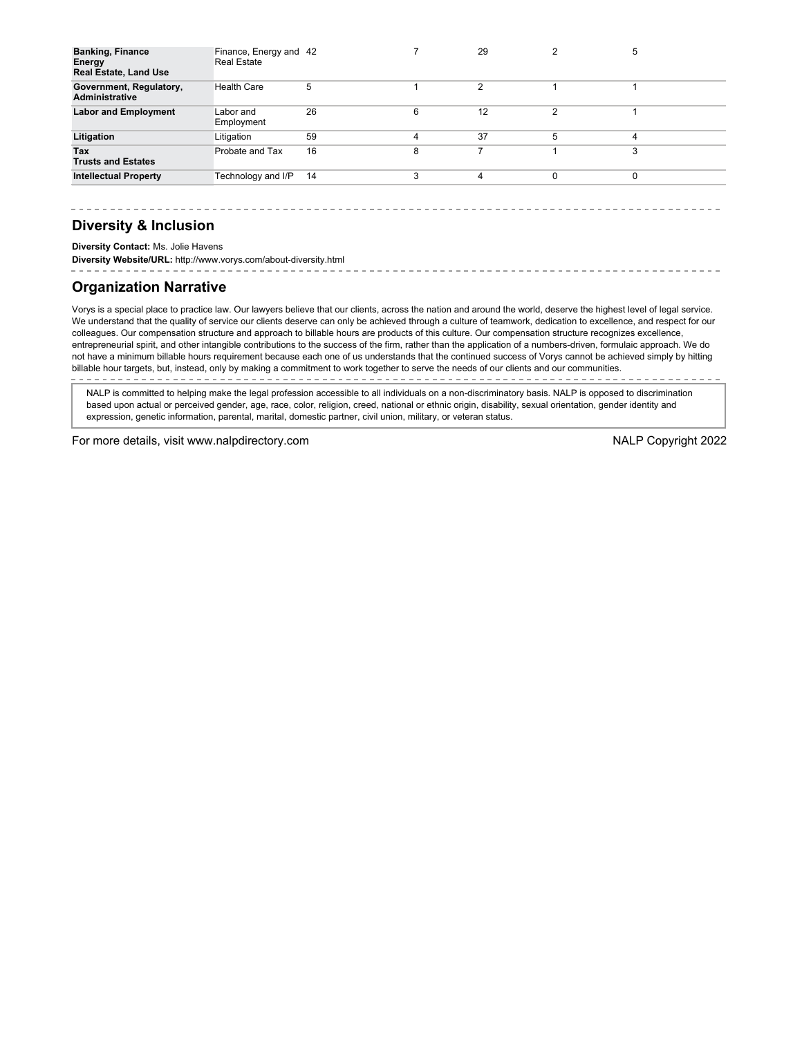| | | | | | | |
|---|---|---|---|---|---|---|
| **Banking, Finance**<br>**Energy**<br>**Real Estate, Land Use** | Finance, Energy and Real Estate | 42 | 7 | 29 | 2 | 5 |
| **Government, Regulatory, Administrative** | Health Care | 5 | 1 | 2 | 1 | 1 |
| **Labor and Employment** | Labor and Employment | 26 | 6 | 12 | 2 | 1 |
| **Litigation** | Litigation | 59 | 4 | 37 | 5 | 4 |
| **Tax**<br>**Trusts and Estates** | Probate and Tax | 16 | 8 | 7 | 1 | 3 |
| **Intellectual Property** | Technology and I/P | 14 | 3 | 4 | 0 | 0 |

## Diversity & Inclusion

**Diversity Contact:** Ms. Jolie Havens

**Diversity Website/URL:** http://www.vorys.com/about-diversity.html

## Organization Narrative

Vorys is a special place to practice law. Our lawyers believe that our clients, across the nation and around the world, deserve the highest level of legal service. We understand that the quality of service our clients deserve can only be achieved through a culture of teamwork, dedication to excellence, and respect for our colleagues. Our compensation structure and approach to billable hours are products of this culture. Our compensation structure recognizes excellence, entrepreneurial spirit, and other intangible contributions to the success of the firm, rather than the application of a numbers-driven, formulaic approach. We do not have a minimum billable hours requirement because each one of us understands that the continued success of Vorys cannot be achieved simply by hitting billable hour targets, but, instead, only by making a commitment to work together to serve the needs of our clients and our communities.

NALP is committed to helping make the legal profession accessible to all individuals on a non-discriminatory basis. NALP is opposed to discrimination based upon actual or perceived gender, age, race, color, religion, creed, national or ethnic origin, disability, sexual orientation, gender identity and expression, genetic information, parental, marital, domestic partner, civil union, military, or veteran status.

For more details, visit www.nalpdirectory.com

NALP Copyright 2022